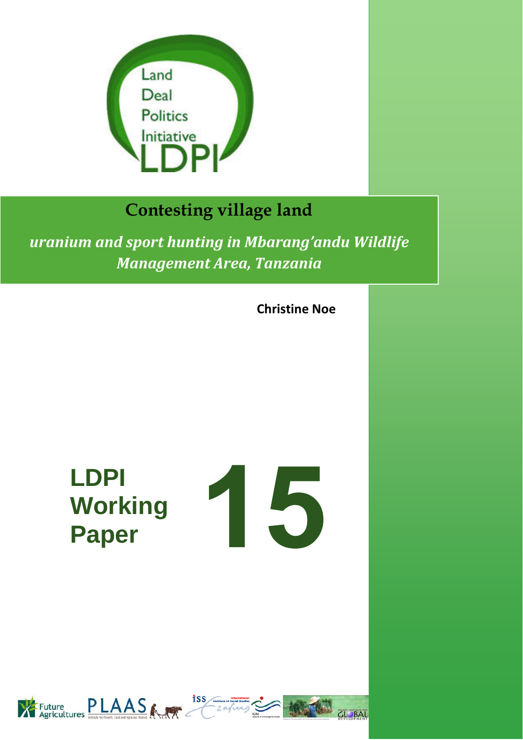Land
Deal
Politics
Initiative
LDPI

# Contesting village land

*uranium and sport hunting in Mbarang'andu Wildlife Management Area, Tanzania*

**Christine Noe**

**LDPI Working Paper 15**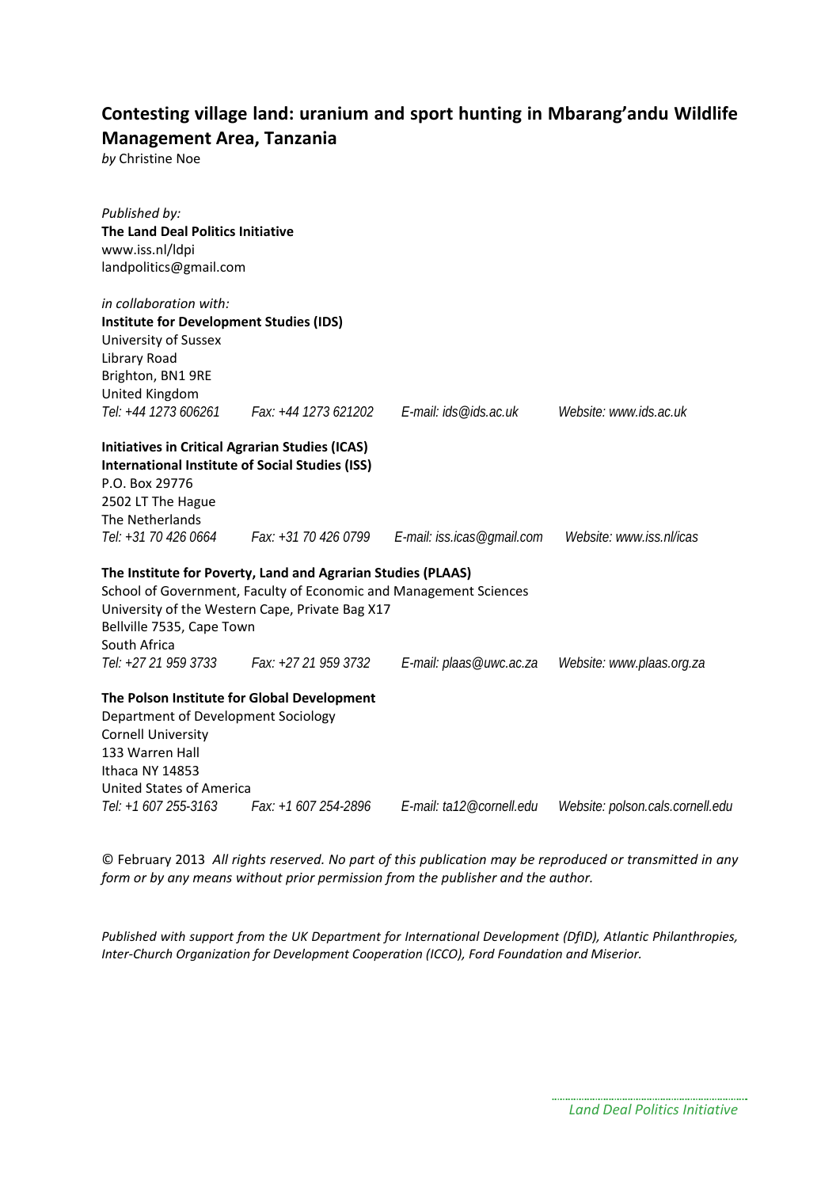## Contesting village land: uranium and sport hunting in Mbarang'andu Wildlife Management Area, Tanzania

*by* Christine Noe

*Published by:*
**The Land Deal Politics Initiative**
www.iss.nl/ldpi
landpolitics@gmail.com

*in collaboration with:*
**Institute for Development Studies (IDS)**
University of Sussex
Library Road
Brighton, BN1 9RE
United Kingdom
*Tel: +44 1273 606261 Fax: +44 1273 621202 E-mail: ids@ids.ac.uk Website: www.ids.ac.uk*

**Initiatives in Critical Agrarian Studies (ICAS)**
**International Institute of Social Studies (ISS)**
P.O. Box 29776
2502 LT The Hague
The Netherlands
*Tel: +31 70 426 0664 Fax: +31 70 426 0799 E-mail: iss.icas@gmail.com Website: www.iss.nl/icas*

**The Institute for Poverty, Land and Agrarian Studies (PLAAS)**
School of Government, Faculty of Economic and Management Sciences
University of the Western Cape, Private Bag X17
Bellville 7535, Cape Town
South Africa
*Tel: +27 21 959 3733 Fax: +27 21 959 3732 E-mail: plaas@uwc.ac.za Website: www.plaas.org.za*

**The Polson Institute for Global Development**
Department of Development Sociology
Cornell University
133 Warren Hall
Ithaca NY 14853
United States of America
*Tel: +1 607 255-3163 Fax: +1 607 254-2896 E-mail: ta12@cornell.edu Website: polson.cals.cornell.edu*

© February 2013 *All rights reserved. No part of this publication may be reproduced or transmitted in any form or by any means without prior permission from the publisher and the author.*

*Published with support from the UK Department for International Development (DfID), Atlantic Philanthropies, Inter-Church Organization for Development Cooperation (ICCO), Ford Foundation and Miserior.*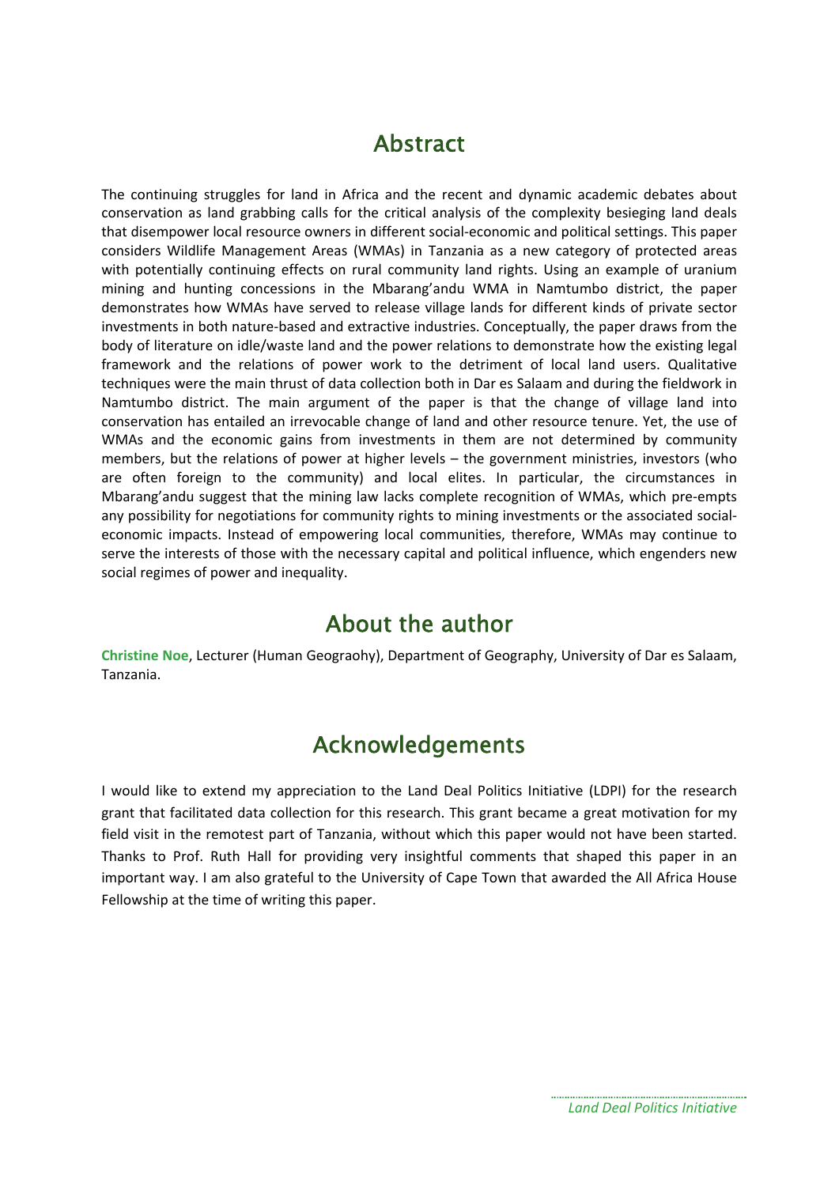## Abstract

The continuing struggles for land in Africa and the recent and dynamic academic debates about conservation as land grabbing calls for the critical analysis of the complexity besieging land deals that disempower local resource owners in different social-economic and political settings. This paper considers Wildlife Management Areas (WMAs) in Tanzania as a new category of protected areas with potentially continuing effects on rural community land rights. Using an example of uranium mining and hunting concessions in the Mbarang'andu WMA in Namtumbo district, the paper demonstrates how WMAs have served to release village lands for different kinds of private sector investments in both nature-based and extractive industries. Conceptually, the paper draws from the body of literature on idle/waste land and the power relations to demonstrate how the existing legal framework and the relations of power work to the detriment of local land users. Qualitative techniques were the main thrust of data collection both in Dar es Salaam and during the fieldwork in Namtumbo district. The main argument of the paper is that the change of village land into conservation has entailed an irrevocable change of land and other resource tenure. Yet, the use of WMAs and the economic gains from investments in them are not determined by community members, but the relations of power at higher levels – the government ministries, investors (who are often foreign to the community) and local elites. In particular, the circumstances in Mbarang'andu suggest that the mining law lacks complete recognition of WMAs, which pre-empts any possibility for negotiations for community rights to mining investments or the associated social-economic impacts. Instead of empowering local communities, therefore, WMAs may continue to serve the interests of those with the necessary capital and political influence, which engenders new social regimes of power and inequality.

## About the author

**Christine Noe**, Lecturer (Human Geograohy), Department of Geography, University of Dar es Salaam, Tanzania.

## Acknowledgements

I would like to extend my appreciation to the Land Deal Politics Initiative (LDPI) for the research grant that facilitated data collection for this research. This grant became a great motivation for my field visit in the remotest part of Tanzania, without which this paper would not have been started. Thanks to Prof. Ruth Hall for providing very insightful comments that shaped this paper in an important way. I am also grateful to the University of Cape Town that awarded the All Africa House Fellowship at the time of writing this paper.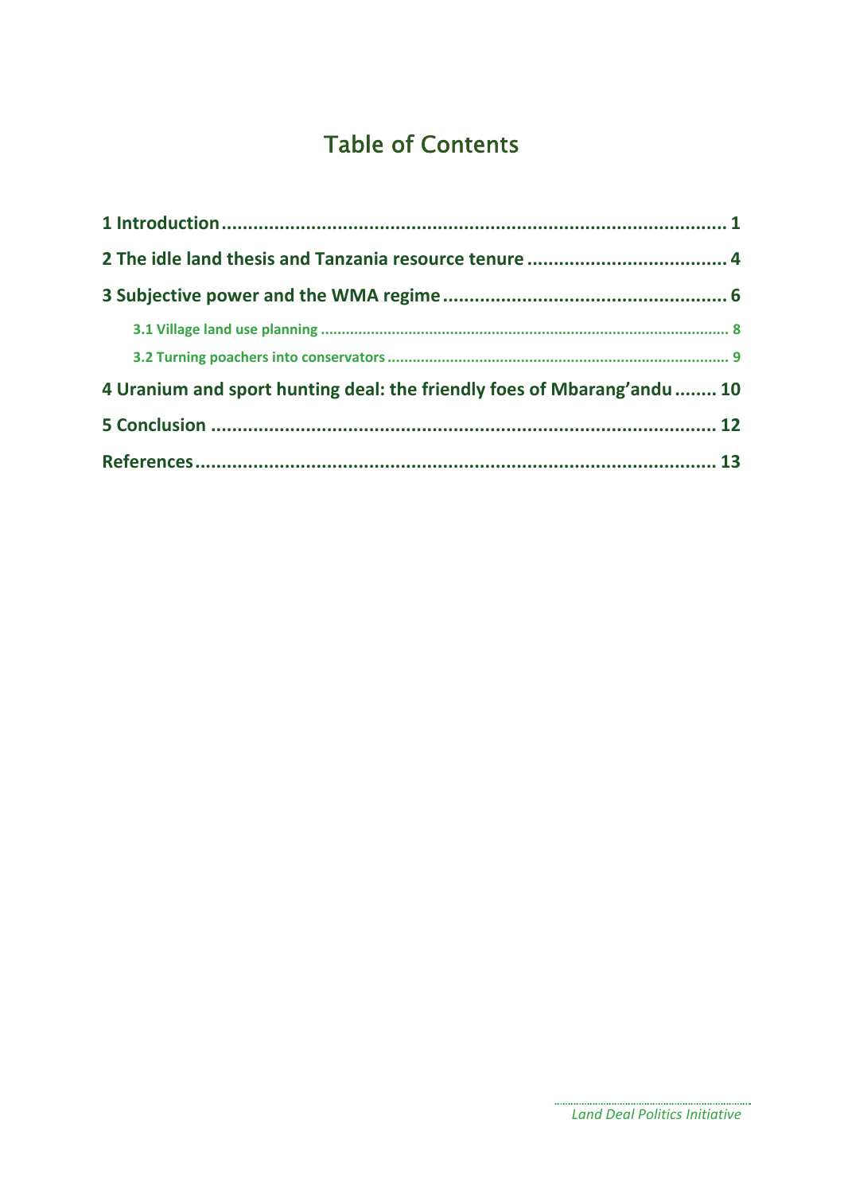# Table of Contents

**1 Introduction** ..... 1

**2 The idle land thesis and Tanzania resource tenure** ..... 4

**3 Subjective power and the WMA regime** ..... 6

- **3.1 Village land use planning** ..... 8
- **3.2 Turning poachers into conservators** ..... 9

**4 Uranium and sport hunting deal: the friendly foes of Mbarang'andu** ..... 10

**5 Conclusion** ..... 12

**References** ..... 13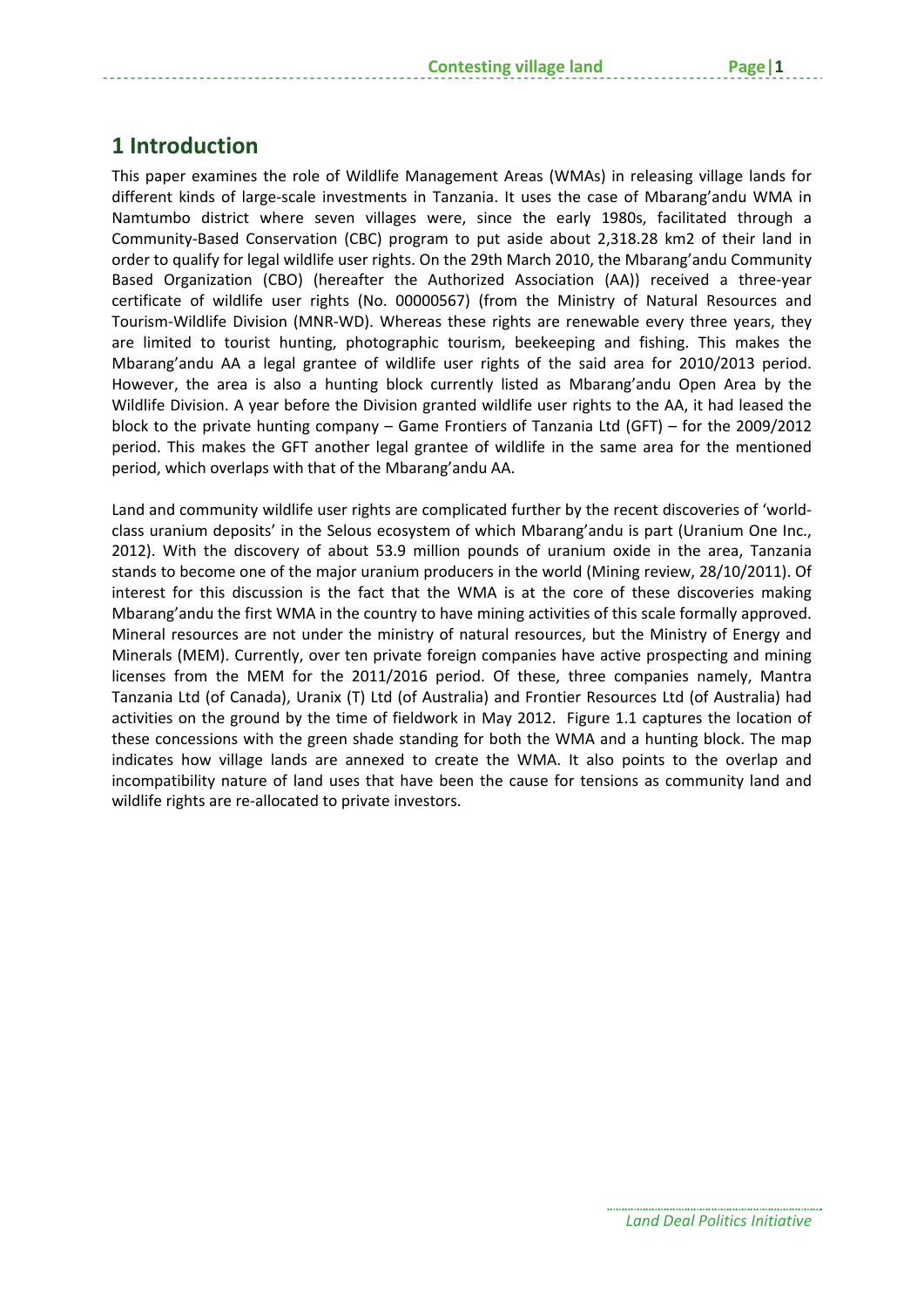# 1 Introduction

This paper examines the role of Wildlife Management Areas (WMAs) in releasing village lands for different kinds of large-scale investments in Tanzania. It uses the case of Mbarang'andu WMA in Namtumbo district where seven villages were, since the early 1980s, facilitated through a Community-Based Conservation (CBC) program to put aside about 2,318.28 km2 of their land in order to qualify for legal wildlife user rights. On the 29th March 2010, the Mbarang'andu Community Based Organization (CBO) (hereafter the Authorized Association (AA)) received a three-year certificate of wildlife user rights (No. 00000567) (from the Ministry of Natural Resources and Tourism-Wildlife Division (MNR-WD). Whereas these rights are renewable every three years, they are limited to tourist hunting, photographic tourism, beekeeping and fishing. This makes the Mbarang'andu AA a legal grantee of wildlife user rights of the said area for 2010/2013 period. However, the area is also a hunting block currently listed as Mbarang'andu Open Area by the Wildlife Division. A year before the Division granted wildlife user rights to the AA, it had leased the block to the private hunting company – Game Frontiers of Tanzania Ltd (GFT) – for the 2009/2012 period. This makes the GFT another legal grantee of wildlife in the same area for the mentioned period, which overlaps with that of the Mbarang'andu AA.

Land and community wildlife user rights are complicated further by the recent discoveries of 'world-class uranium deposits' in the Selous ecosystem of which Mbarang'andu is part (Uranium One Inc., 2012). With the discovery of about 53.9 million pounds of uranium oxide in the area, Tanzania stands to become one of the major uranium producers in the world (Mining review, 28/10/2011). Of interest for this discussion is the fact that the WMA is at the core of these discoveries making Mbarang'andu the first WMA in the country to have mining activities of this scale formally approved. Mineral resources are not under the ministry of natural resources, but the Ministry of Energy and Minerals (MEM). Currently, over ten private foreign companies have active prospecting and mining licenses from the MEM for the 2011/2016 period. Of these, three companies namely, Mantra Tanzania Ltd (of Canada), Uranix (T) Ltd (of Australia) and Frontier Resources Ltd (of Australia) had activities on the ground by the time of fieldwork in May 2012. Figure 1.1 captures the location of these concessions with the green shade standing for both the WMA and a hunting block. The map indicates how village lands are annexed to create the WMA. It also points to the overlap and incompatibility nature of land uses that have been the cause for tensions as community land and wildlife rights are re-allocated to private investors.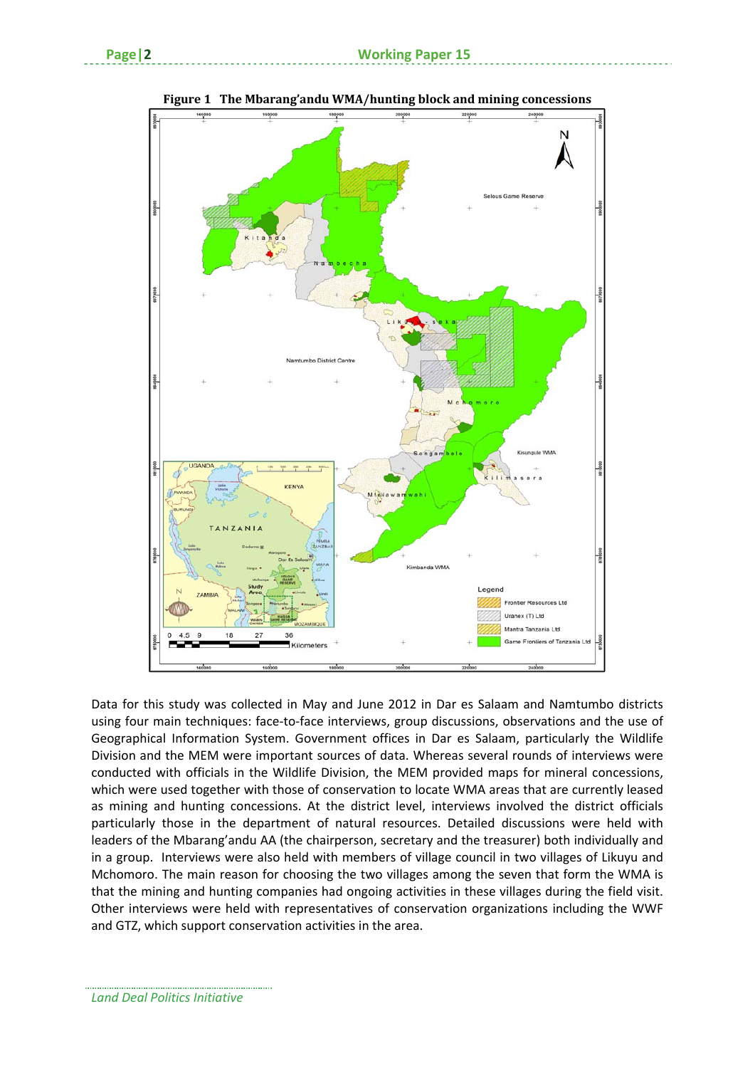**Figure 1 The Mbarang'andu WMA/hunting block and mining concessions**

Data for this study was collected in May and June 2012 in Dar es Salaam and Namtumbo districts using four main techniques: face-to-face interviews, group discussions, observations and the use of Geographical Information System. Government offices in Dar es Salaam, particularly the Wildlife Division and the MEM were important sources of data. Whereas several rounds of interviews were conducted with officials in the Wildlife Division, the MEM provided maps for mineral concessions, which were used together with those of conservation to locate WMA areas that are currently leased as mining and hunting concessions. At the district level, interviews involved the district officials particularly those in the department of natural resources. Detailed discussions were held with leaders of the Mbarang'andu AA (the chairperson, secretary and the treasurer) both individually and in a group. Interviews were also held with members of village council in two villages of Likuyu and Mchomoro. The main reason for choosing the two villages among the seven that form the WMA is that the mining and hunting companies had ongoing activities in these villages during the field visit. Other interviews were held with representatives of conservation organizations including the WWF and GTZ, which support conservation activities in the area.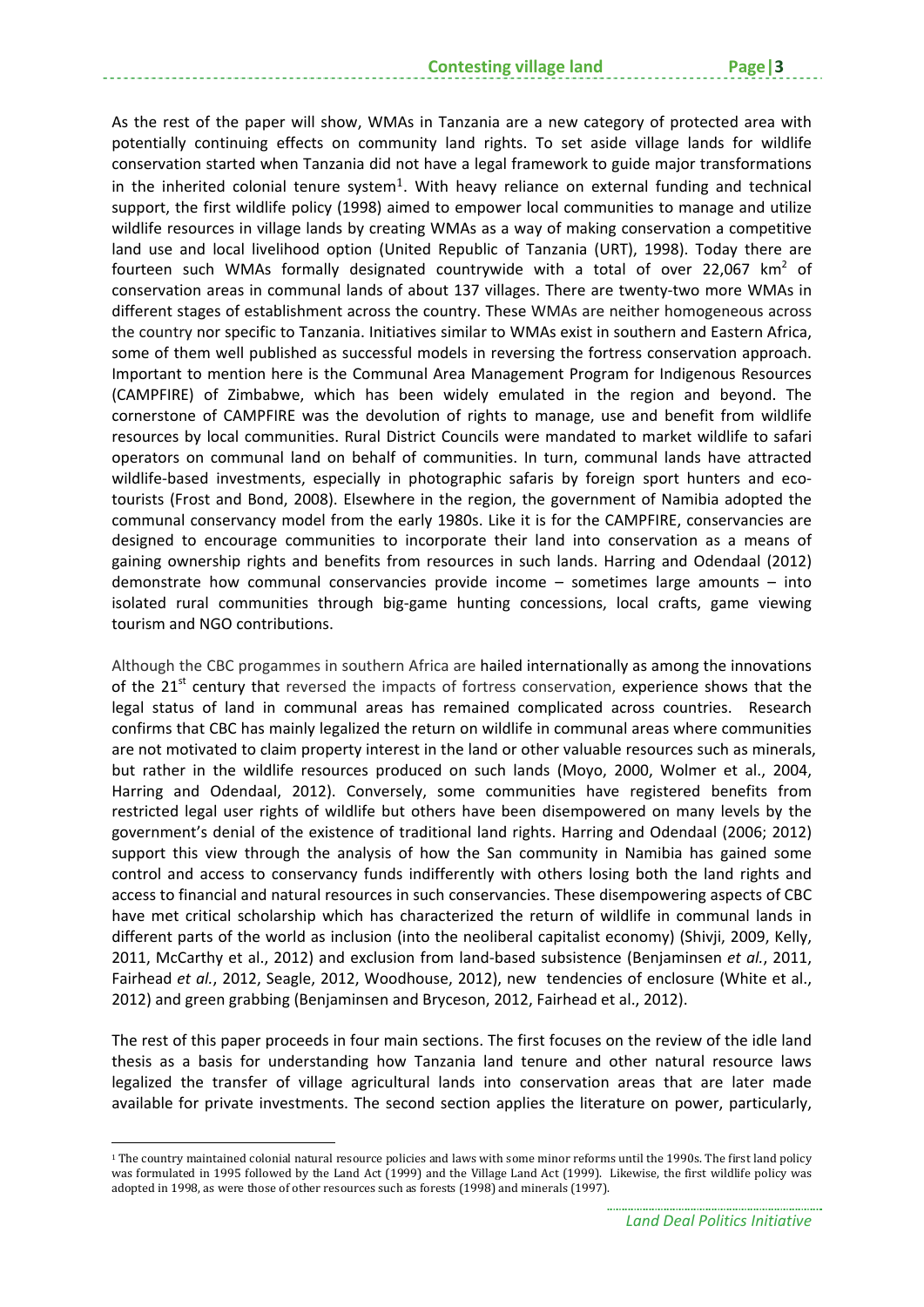As the rest of the paper will show, WMAs in Tanzania are a new category of protected area with potentially continuing effects on community land rights. To set aside village lands for wildlife conservation started when Tanzania did not have a legal framework to guide major transformations in the inherited colonial tenure system[1]. With heavy reliance on external funding and technical support, the first wildlife policy (1998) aimed to empower local communities to manage and utilize wildlife resources in village lands by creating WMAs as a way of making conservation a competitive land use and local livelihood option (United Republic of Tanzania (URT), 1998). Today there are fourteen such WMAs formally designated countrywide with a total of over 22,067 km$^2$ of conservation areas in communal lands of about 137 villages. There are twenty-two more WMAs in different stages of establishment across the country. These WMAs are neither homogeneous across the country nor specific to Tanzania. Initiatives similar to WMAs exist in southern and Eastern Africa, some of them well published as successful models in reversing the fortress conservation approach. Important to mention here is the Communal Area Management Program for Indigenous Resources (CAMPFIRE) of Zimbabwe, which has been widely emulated in the region and beyond. The cornerstone of CAMPFIRE was the devolution of rights to manage, use and benefit from wildlife resources by local communities. Rural District Councils were mandated to market wildlife to safari operators on communal land on behalf of communities. In turn, communal lands have attracted wildlife-based investments, especially in photographic safaris by foreign sport hunters and eco-tourists (Frost and Bond, 2008). Elsewhere in the region, the government of Namibia adopted the communal conservancy model from the early 1980s. Like it is for the CAMPFIRE, conservancies are designed to encourage communities to incorporate their land into conservation as a means of gaining ownership rights and benefits from resources in such lands. Harring and Odendaal (2012) demonstrate how communal conservancies provide income – sometimes large amounts – into isolated rural communities through big-game hunting concessions, local crafts, game viewing tourism and NGO contributions.

Although the CBC progammes in southern Africa are hailed internationally as among the innovations of the 21[st] century that reversed the impacts of fortress conservation, experience shows that the legal status of land in communal areas has remained complicated across countries. Research confirms that CBC has mainly legalized the return on wildlife in communal areas where communities are not motivated to claim property interest in the land or other valuable resources such as minerals, but rather in the wildlife resources produced on such lands (Moyo, 2000, Wolmer et al., 2004, Harring and Odendaal, 2012). Conversely, some communities have registered benefits from restricted legal user rights of wildlife but others have been disempowered on many levels by the government's denial of the existence of traditional land rights. Harring and Odendaal (2006; 2012) support this view through the analysis of how the San community in Namibia has gained some control and access to conservancy funds indifferently with others losing both the land rights and access to financial and natural resources in such conservancies. These disempowering aspects of CBC have met critical scholarship which has characterized the return of wildlife in communal lands in different parts of the world as inclusion (into the neoliberal capitalist economy) (Shivji, 2009, Kelly, 2011, McCarthy et al., 2012) and exclusion from land-based subsistence (Benjaminsen *et al.*, 2011, Fairhead *et al.*, 2012, Seagle, 2012, Woodhouse, 2012), new tendencies of enclosure (White et al., 2012) and green grabbing (Benjaminsen and Bryceson, 2012, Fairhead et al., 2012).

The rest of this paper proceeds in four main sections. The first focuses on the review of the idle land thesis as a basis for understanding how Tanzania land tenure and other natural resource laws legalized the transfer of village agricultural lands into conservation areas that are later made available for private investments. The second section applies the literature on power, particularly,

[1] The country maintained colonial natural resource policies and laws with some minor reforms until the 1990s. The first land policy was formulated in 1995 followed by the Land Act (1999) and the Village Land Act (1999). Likewise, the first wildlife policy was adopted in 1998, as were those of other resources such as forests (1998) and minerals (1997).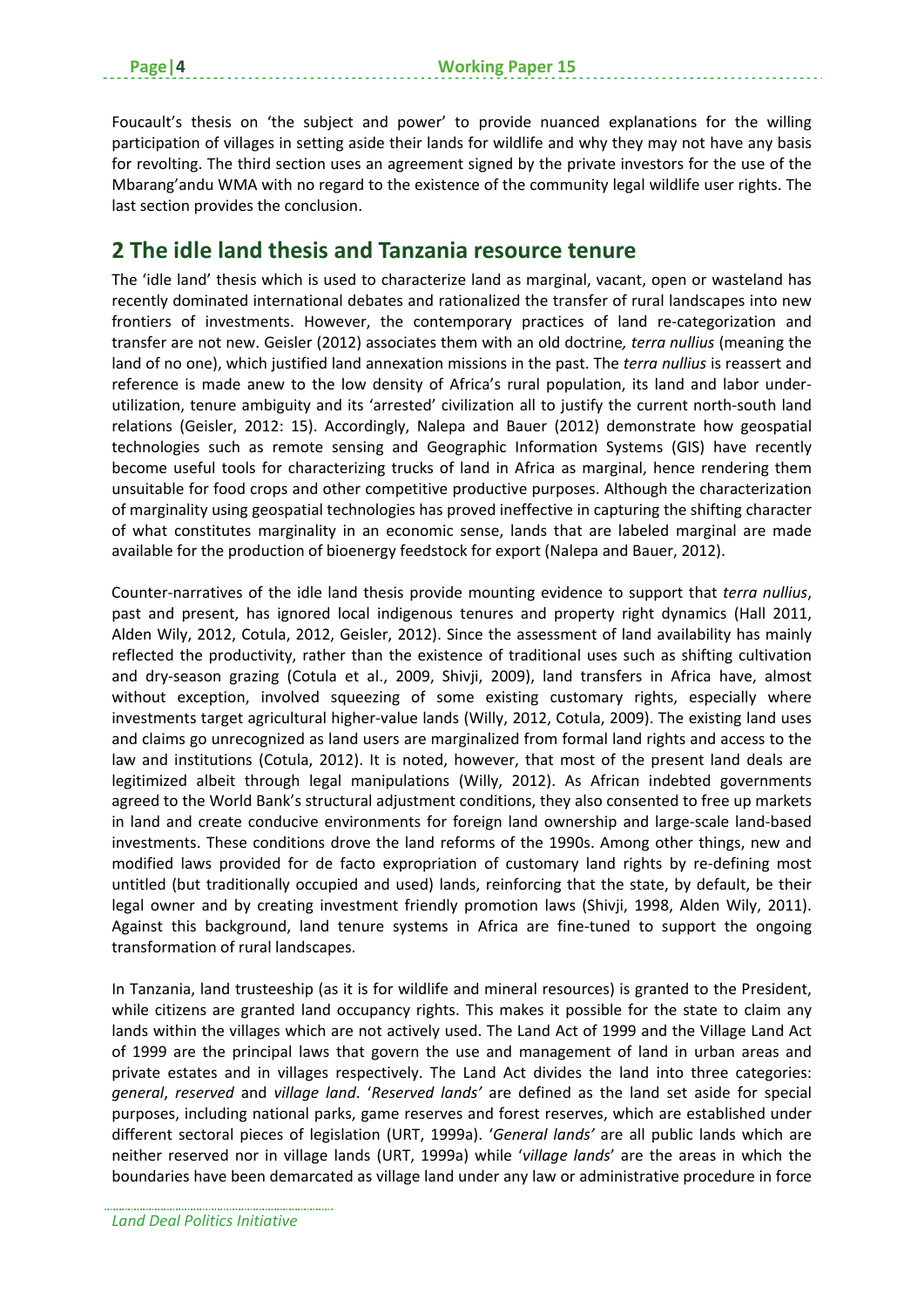Foucault's thesis on 'the subject and power' to provide nuanced explanations for the willing participation of villages in setting aside their lands for wildlife and why they may not have any basis for revolting. The third section uses an agreement signed by the private investors for the use of the Mbarang'andu WMA with no regard to the existence of the community legal wildlife user rights. The last section provides the conclusion.

## 2 The idle land thesis and Tanzania resource tenure

The 'idle land' thesis which is used to characterize land as marginal, vacant, open or wasteland has recently dominated international debates and rationalized the transfer of rural landscapes into new frontiers of investments. However, the contemporary practices of land re-categorization and transfer are not new. Geisler (2012) associates them with an old doctrine*, terra nullius* (meaning the land of no one), which justified land annexation missions in the past. The *terra nullius* is reassert and reference is made anew to the low density of Africa's rural population, its land and labor under-utilization, tenure ambiguity and its 'arrested' civilization all to justify the current north-south land relations (Geisler, 2012: 15). Accordingly, Nalepa and Bauer (2012) demonstrate how geospatial technologies such as remote sensing and Geographic Information Systems (GIS) have recently become useful tools for characterizing trucks of land in Africa as marginal, hence rendering them unsuitable for food crops and other competitive productive purposes. Although the characterization of marginality using geospatial technologies has proved ineffective in capturing the shifting character of what constitutes marginality in an economic sense, lands that are labeled marginal are made available for the production of bioenergy feedstock for export (Nalepa and Bauer, 2012).

Counter-narratives of the idle land thesis provide mounting evidence to support that *terra nullius*, past and present, has ignored local indigenous tenures and property right dynamics (Hall 2011, Alden Wily, 2012, Cotula, 2012, Geisler, 2012). Since the assessment of land availability has mainly reflected the productivity, rather than the existence of traditional uses such as shifting cultivation and dry-season grazing (Cotula et al., 2009, Shivji, 2009), land transfers in Africa have, almost without exception, involved squeezing of some existing customary rights, especially where investments target agricultural higher-value lands (Willy, 2012, Cotula, 2009). The existing land uses and claims go unrecognized as land users are marginalized from formal land rights and access to the law and institutions (Cotula, 2012). It is noted, however, that most of the present land deals are legitimized albeit through legal manipulations (Willy, 2012). As African indebted governments agreed to the World Bank's structural adjustment conditions, they also consented to free up markets in land and create conducive environments for foreign land ownership and large-scale land-based investments. These conditions drove the land reforms of the 1990s. Among other things, new and modified laws provided for de facto expropriation of customary land rights by re-defining most untitled (but traditionally occupied and used) lands, reinforcing that the state, by default, be their legal owner and by creating investment friendly promotion laws (Shivji, 1998, Alden Wily, 2011). Against this background, land tenure systems in Africa are fine-tuned to support the ongoing transformation of rural landscapes.

In Tanzania, land trusteeship (as it is for wildlife and mineral resources) is granted to the President, while citizens are granted land occupancy rights. This makes it possible for the state to claim any lands within the villages which are not actively used. The Land Act of 1999 and the Village Land Act of 1999 are the principal laws that govern the use and management of land in urban areas and private estates and in villages respectively. The Land Act divides the land into three categories: *general*, *reserved* and *village land*. '*Reserved lands'* are defined as the land set aside for special purposes, including national parks, game reserves and forest reserves, which are established under different sectoral pieces of legislation (URT, 1999a). '*General lands'* are all public lands which are neither reserved nor in village lands (URT, 1999a) while '*village lands*' are the areas in which the boundaries have been demarcated as village land under any law or administrative procedure in force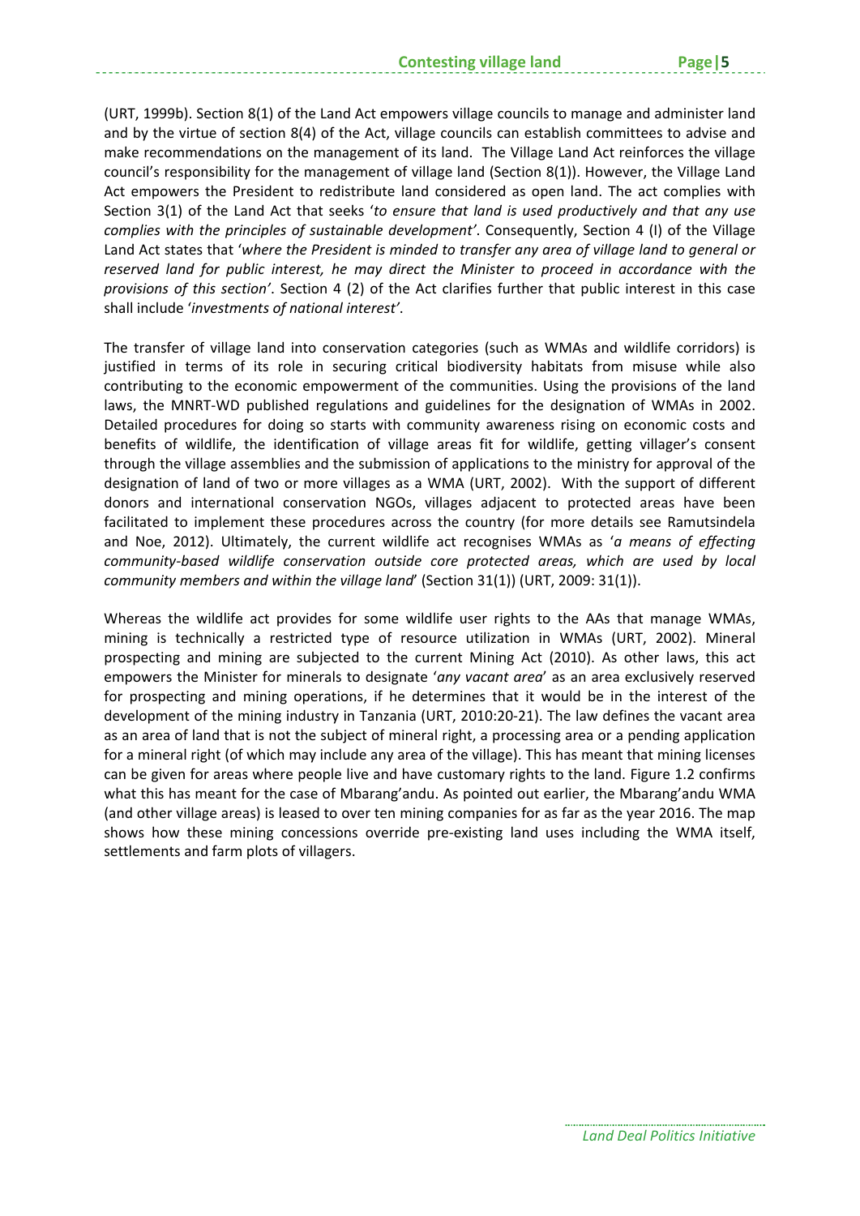(URT, 1999b). Section 8(1) of the Land Act empowers village councils to manage and administer land and by the virtue of section 8(4) of the Act, village councils can establish committees to advise and make recommendations on the management of its land. The Village Land Act reinforces the village council's responsibility for the management of village land (Section 8(1)). However, the Village Land Act empowers the President to redistribute land considered as open land. The act complies with Section 3(1) of the Land Act that seeks '*to ensure that land is used productively and that any use complies with the principles of sustainable development'*. Consequently, Section 4 (I) of the Village Land Act states that '*where the President is minded to transfer any area of village land to general or reserved land for public interest, he may direct the Minister to proceed in accordance with the provisions of this section'*. Section 4 (2) of the Act clarifies further that public interest in this case shall include '*investments of national interest'*.

The transfer of village land into conservation categories (such as WMAs and wildlife corridors) is justified in terms of its role in securing critical biodiversity habitats from misuse while also contributing to the economic empowerment of the communities. Using the provisions of the land laws, the MNRT-WD published regulations and guidelines for the designation of WMAs in 2002. Detailed procedures for doing so starts with community awareness rising on economic costs and benefits of wildlife, the identification of village areas fit for wildlife, getting villager's consent through the village assemblies and the submission of applications to the ministry for approval of the designation of land of two or more villages as a WMA (URT, 2002). With the support of different donors and international conservation NGOs, villages adjacent to protected areas have been facilitated to implement these procedures across the country (for more details see Ramutsindela and Noe, 2012). Ultimately, the current wildlife act recognises WMAs as '*a means of effecting community-based wildlife conservation outside core protected areas, which are used by local community members and within the village land*' (Section 31(1)) (URT, 2009: 31(1)).

Whereas the wildlife act provides for some wildlife user rights to the AAs that manage WMAs, mining is technically a restricted type of resource utilization in WMAs (URT, 2002). Mineral prospecting and mining are subjected to the current Mining Act (2010). As other laws, this act empowers the Minister for minerals to designate '*any vacant area*' as an area exclusively reserved for prospecting and mining operations, if he determines that it would be in the interest of the development of the mining industry in Tanzania (URT, 2010:20-21). The law defines the vacant area as an area of land that is not the subject of mineral right, a processing area or a pending application for a mineral right (of which may include any area of the village). This has meant that mining licenses can be given for areas where people live and have customary rights to the land. Figure 1.2 confirms what this has meant for the case of Mbarang'andu. As pointed out earlier, the Mbarang'andu WMA (and other village areas) is leased to over ten mining companies for as far as the year 2016. The map shows how these mining concessions override pre-existing land uses including the WMA itself, settlements and farm plots of villagers.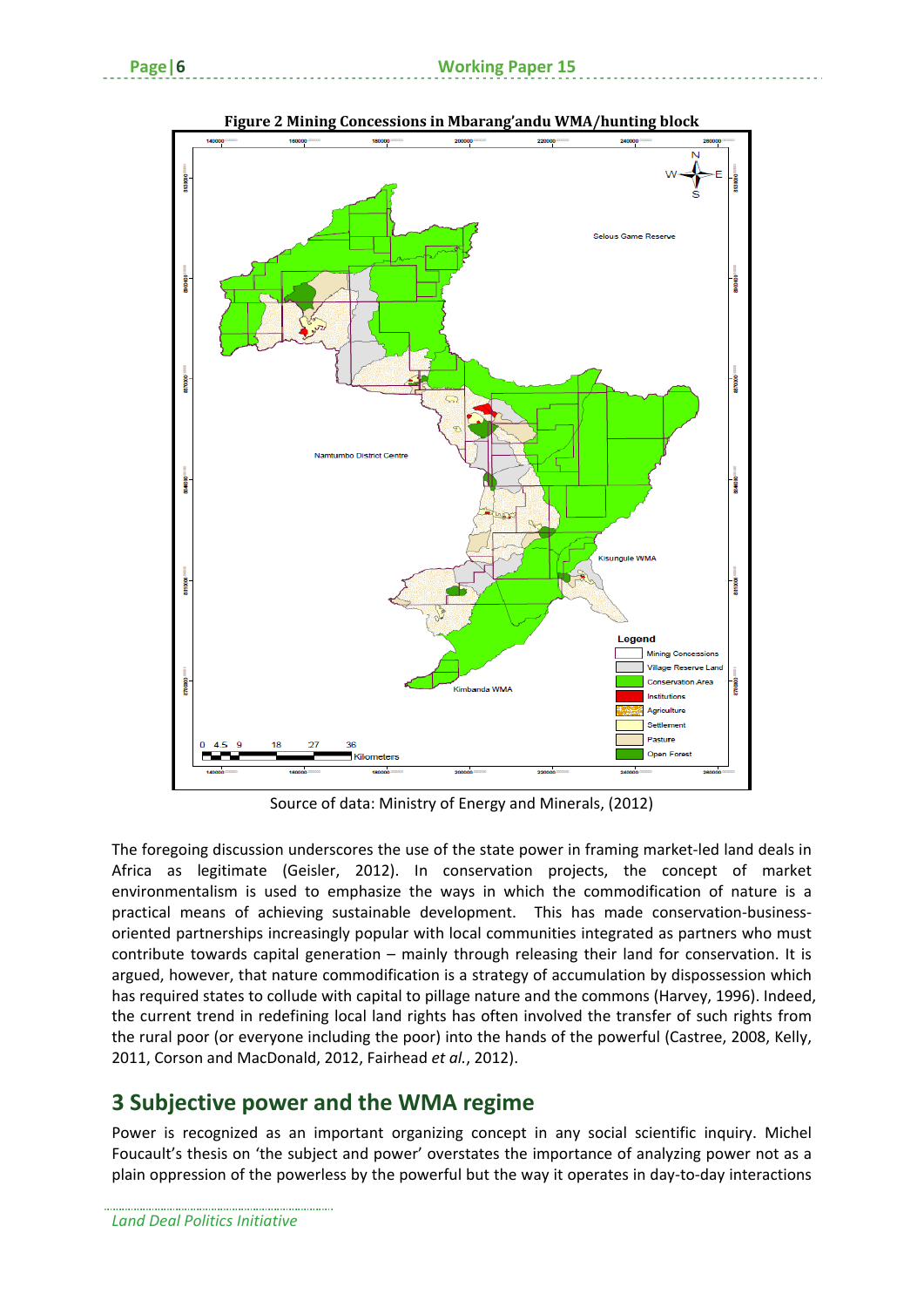**Figure 2 Mining Concessions in Mbarang'andu WMA/hunting block**

Source of data: Ministry of Energy and Minerals, (2012)

The foregoing discussion underscores the use of the state power in framing market-led land deals in Africa as legitimate (Geisler, 2012). In conservation projects, the concept of market environmentalism is used to emphasize the ways in which the commodification of nature is a practical means of achieving sustainable development. This has made conservation-business-oriented partnerships increasingly popular with local communities integrated as partners who must contribute towards capital generation – mainly through releasing their land for conservation. It is argued, however, that nature commodification is a strategy of accumulation by dispossession which has required states to collude with capital to pillage nature and the commons (Harvey, 1996). Indeed, the current trend in redefining local land rights has often involved the transfer of such rights from the rural poor (or everyone including the poor) into the hands of the powerful (Castree, 2008, Kelly, 2011, Corson and MacDonald, 2012, Fairhead *et al.*, 2012).

## 3 Subjective power and the WMA regime

Power is recognized as an important organizing concept in any social scientific inquiry. Michel Foucault's thesis on 'the subject and power' overstates the importance of analyzing power not as a plain oppression of the powerless by the powerful but the way it operates in day-to-day interactions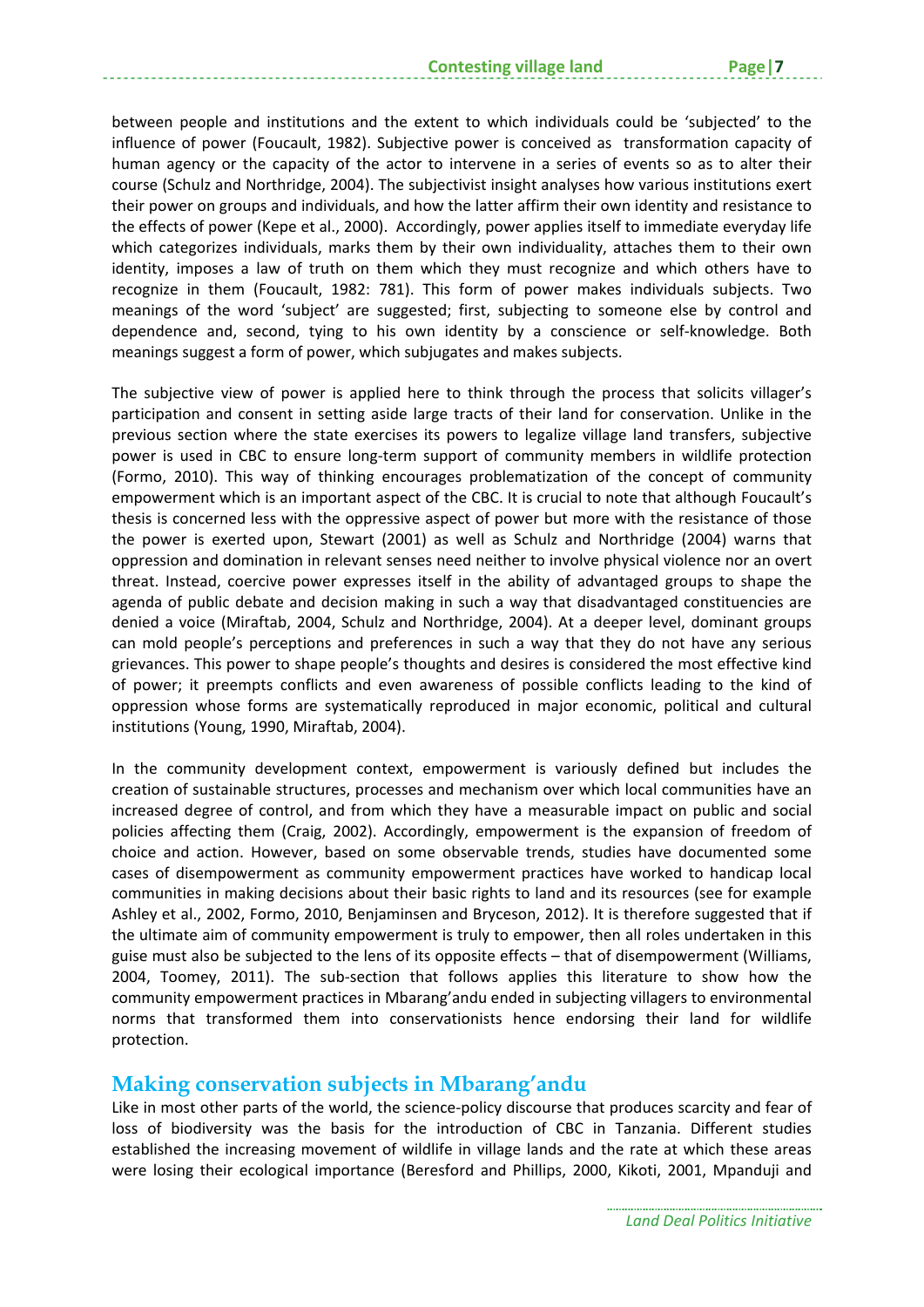between people and institutions and the extent to which individuals could be 'subjected' to the influence of power (Foucault, 1982). Subjective power is conceived as transformation capacity of human agency or the capacity of the actor to intervene in a series of events so as to alter their course (Schulz and Northridge, 2004). The subjectivist insight analyses how various institutions exert their power on groups and individuals, and how the latter affirm their own identity and resistance to the effects of power (Kepe et al., 2000). Accordingly, power applies itself to immediate everyday life which categorizes individuals, marks them by their own individuality, attaches them to their own identity, imposes a law of truth on them which they must recognize and which others have to recognize in them (Foucault, 1982: 781). This form of power makes individuals subjects. Two meanings of the word 'subject' are suggested; first, subjecting to someone else by control and dependence and, second, tying to his own identity by a conscience or self-knowledge. Both meanings suggest a form of power, which subjugates and makes subjects.

The subjective view of power is applied here to think through the process that solicits villager's participation and consent in setting aside large tracts of their land for conservation. Unlike in the previous section where the state exercises its powers to legalize village land transfers, subjective power is used in CBC to ensure long-term support of community members in wildlife protection (Formo, 2010). This way of thinking encourages problematization of the concept of community empowerment which is an important aspect of the CBC. It is crucial to note that although Foucault's thesis is concerned less with the oppressive aspect of power but more with the resistance of those the power is exerted upon, Stewart (2001) as well as Schulz and Northridge (2004) warns that oppression and domination in relevant senses need neither to involve physical violence nor an overt threat. Instead, coercive power expresses itself in the ability of advantaged groups to shape the agenda of public debate and decision making in such a way that disadvantaged constituencies are denied a voice (Miraftab, 2004, Schulz and Northridge, 2004). At a deeper level, dominant groups can mold people's perceptions and preferences in such a way that they do not have any serious grievances. This power to shape people's thoughts and desires is considered the most effective kind of power; it preempts conflicts and even awareness of possible conflicts leading to the kind of oppression whose forms are systematically reproduced in major economic, political and cultural institutions (Young, 1990, Miraftab, 2004).

In the community development context, empowerment is variously defined but includes the creation of sustainable structures, processes and mechanism over which local communities have an increased degree of control, and from which they have a measurable impact on public and social policies affecting them (Craig, 2002). Accordingly, empowerment is the expansion of freedom of choice and action. However, based on some observable trends, studies have documented some cases of disempowerment as community empowerment practices have worked to handicap local communities in making decisions about their basic rights to land and its resources (see for example Ashley et al., 2002, Formo, 2010, Benjaminsen and Bryceson, 2012). It is therefore suggested that if the ultimate aim of community empowerment is truly to empower, then all roles undertaken in this guise must also be subjected to the lens of its opposite effects – that of disempowerment (Williams, 2004, Toomey, 2011). The sub-section that follows applies this literature to show how the community empowerment practices in Mbarang'andu ended in subjecting villagers to environmental norms that transformed them into conservationists hence endorsing their land for wildlife protection.

## Making conservation subjects in Mbarang'andu

Like in most other parts of the world, the science-policy discourse that produces scarcity and fear of loss of biodiversity was the basis for the introduction of CBC in Tanzania. Different studies established the increasing movement of wildlife in village lands and the rate at which these areas were losing their ecological importance (Beresford and Phillips, 2000, Kikoti, 2001, Mpanduji and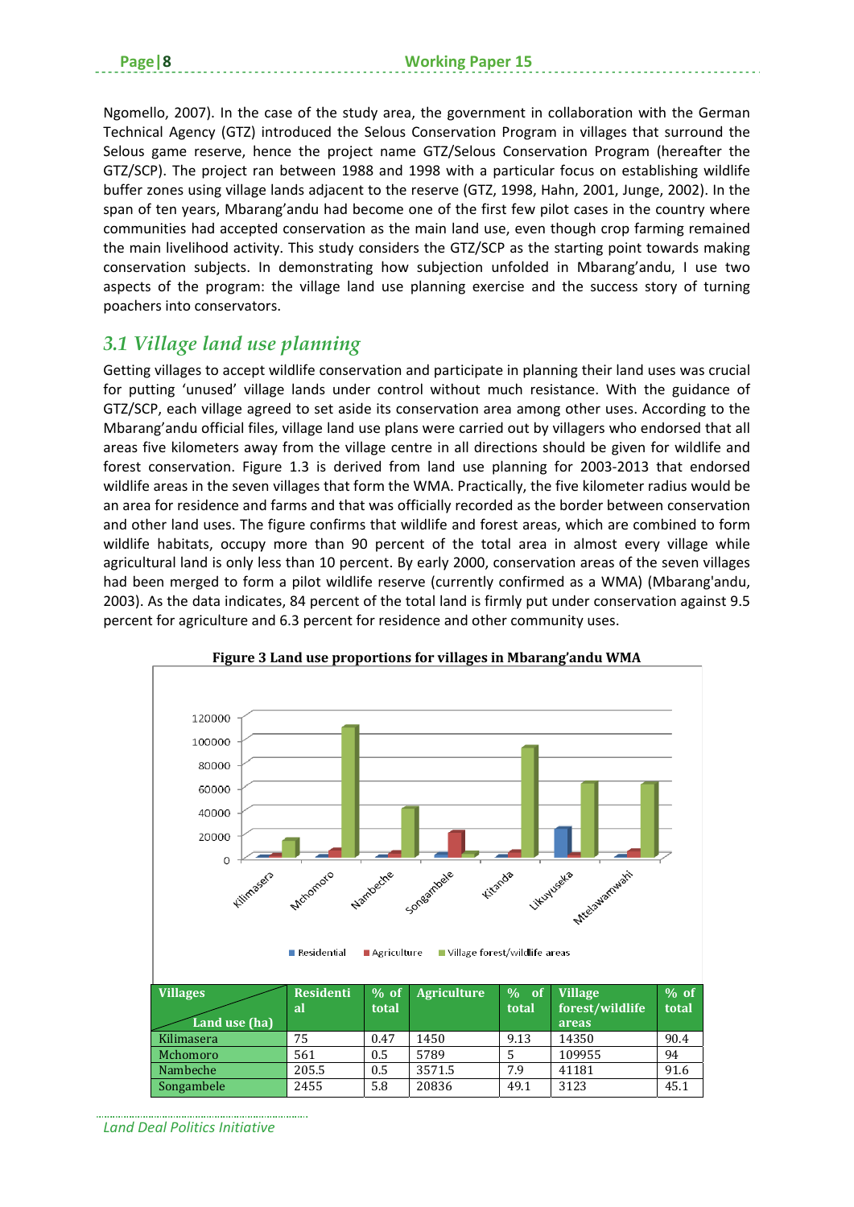Ngomello, 2007). In the case of the study area, the government in collaboration with the German Technical Agency (GTZ) introduced the Selous Conservation Program in villages that surround the Selous game reserve, hence the project name GTZ/Selous Conservation Program (hereafter the GTZ/SCP). The project ran between 1988 and 1998 with a particular focus on establishing wildlife buffer zones using village lands adjacent to the reserve (GTZ, 1998, Hahn, 2001, Junge, 2002). In the span of ten years, Mbarang'andu had become one of the first few pilot cases in the country where communities had accepted conservation as the main land use, even though crop farming remained the main livelihood activity. This study considers the GTZ/SCP as the starting point towards making conservation subjects. In demonstrating how subjection unfolded in Mbarang'andu, I use two aspects of the program: the village land use planning exercise and the success story of turning poachers into conservators.

## *3.1 Village land use planning*

Getting villages to accept wildlife conservation and participate in planning their land uses was crucial for putting 'unused' village lands under control without much resistance. With the guidance of GTZ/SCP, each village agreed to set aside its conservation area among other uses. According to the Mbarang'andu official files, village land use plans were carried out by villagers who endorsed that all areas five kilometers away from the village centre in all directions should be given for wildlife and forest conservation. Figure 1.3 is derived from land use planning for 2003-2013 that endorsed wildlife areas in the seven villages that form the WMA. Practically, the five kilometer radius would be an area for residence and farms and that was officially recorded as the border between conservation and other land uses. The figure confirms that wildlife and forest areas, which are combined to form wildlife habitats, occupy more than 90 percent of the total area in almost every village while agricultural land is only less than 10 percent. By early 2000, conservation areas of the seven villages had been merged to form a pilot wildlife reserve (currently confirmed as a WMA) (Mbarang'andu, 2003). As the data indicates, 84 percent of the total land is firmly put under conservation against 9.5 percent for agriculture and 6.3 percent for residence and other community uses.

**Figure 3 Land use proportions for villages in Mbarang'andu WMA**

| Villages / Land use (ha) | Residential | % of total | Agriculture | % of total | Village forest/wildlife areas | % of total |
|---|---|---|---|---|---|---|
| Kilimasera | 75 | 0.47 | 1450 | 9.13 | 14350 | 90.4 |
| Mchomoro | 561 | 0.5 | 5789 | 5 | 109955 | 94 |
| Nambeche | 205.5 | 0.5 | 3571.5 | 7.9 | 41181 | 91.6 |
| Songambele | 2455 | 5.8 | 20836 | 49.1 | 3123 | 45.1 |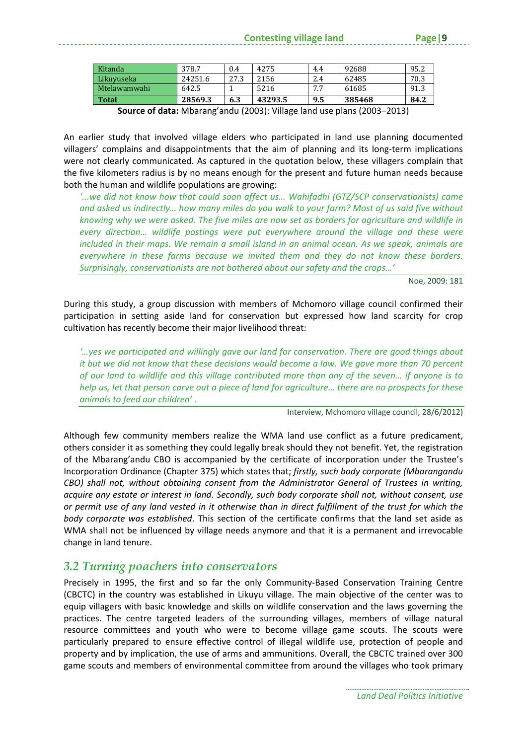| Kitanda | 378.7 | 0.4 | 4275 | 4.4 | 92688 | 95.2 |
|---|---|---|---|---|---|---|
| Likuyuseka | 24251.6 | 27.3 | 2156 | 2.4 | 62485 | 70.3 |
| Mtelawamwahi | 642.5 | 1 | 5216 | 7.7 | 61685 | 91.3 |
| **Total** | **28569.3** | **6.3** | **43293.5** | **9.5** | **385468** | **84.2** |

**Source of data:** Mbarang'andu (2003): Village land use plans (2003–2013)

An earlier study that involved village elders who participated in land use planning documented villagers' complains and disappointments that the aim of planning and its long-term implications were not clearly communicated. As captured in the quotation below, these villagers complain that the five kilometers radius is by no means enough for the present and future human needs because both the human and wildlife populations are growing:

*'...we did not know how that could soon affect us… Wahifadhi (GTZ/SCP conservationists) came and asked us indirectly… how many miles do you walk to your farm? Most of us said five without knowing why we were asked. The five miles are now set as borders for agriculture and wildlife in every direction… wildlife postings were put everywhere around the village and these were included in their maps. We remain a small island in an animal ocean. As we speak, animals are everywhere in these farms because we invited them and they do not know these borders. Surprisingly, conservationists are not bothered about our safety and the crops…'*

Noe, 2009: 181

During this study, a group discussion with members of Mchomoro village council confirmed their participation in setting aside land for conservation but expressed how land scarcity for crop cultivation has recently become their major livelihood threat:

*'…yes we participated and willingly gave our land for conservation. There are good things about it but we did not know that these decisions would become a law. We gave more than 70 percent of our land to wildlife and this village contributed more than any of the seven… if anyone is to help us, let that person carve out a piece of land for agriculture… there are no prospects for these animals to feed our children'* .

Interview, Mchomoro village council, 28/6/2012)

Although few community members realize the WMA land use conflict as a future predicament, others consider it as something they could legally break should they not benefit. Yet, the registration of the Mbarang'andu CBO is accompanied by the certificate of incorporation under the Trustee's Incorporation Ordinance (Chapter 375) which states that; *firstly, such body corporate (Mbarangandu CBO) shall not, without obtaining consent from the Administrator General of Trustees in writing, acquire any estate or interest in land. Secondly, such body corporate shall not, without consent, use or permit use of any land vested in it otherwise than in direct fulfillment of the trust for which the body corporate was established*. This section of the certificate confirms that the land set aside as WMA shall not be influenced by village needs anymore and that it is a permanent and irrevocable change in land tenure.

## *3.2 Turning poachers into conservators*

Precisely in 1995, the first and so far the only Community-Based Conservation Training Centre (CBCTC) in the country was established in Likuyu village. The main objective of the center was to equip villagers with basic knowledge and skills on wildlife conservation and the laws governing the practices. The centre targeted leaders of the surrounding villages, members of village natural resource committees and youth who were to become village game scouts. The scouts were particularly prepared to ensure effective control of illegal wildlife use, protection of people and property and by implication, the use of arms and ammunitions. Overall, the CBCTC trained over 300 game scouts and members of environmental committee from around the villages who took primary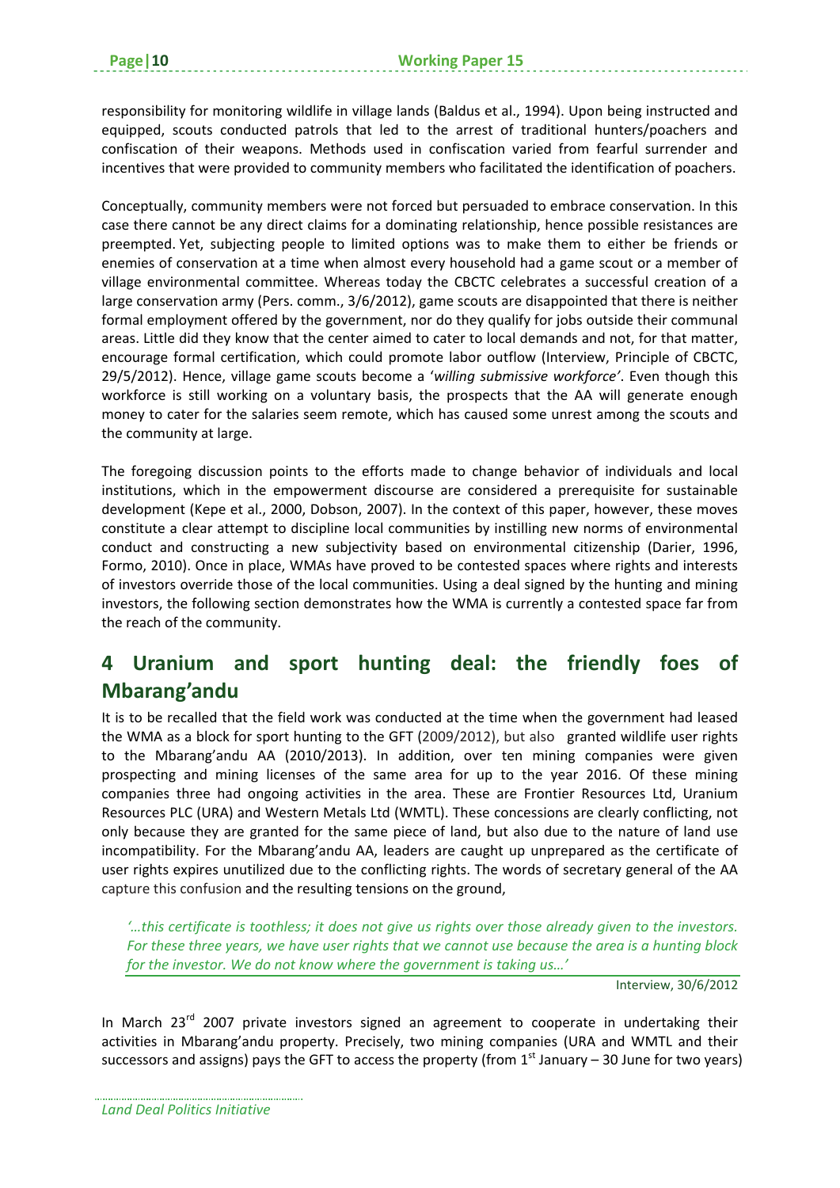responsibility for monitoring wildlife in village lands (Baldus et al., 1994). Upon being instructed and equipped, scouts conducted patrols that led to the arrest of traditional hunters/poachers and confiscation of their weapons. Methods used in confiscation varied from fearful surrender and incentives that were provided to community members who facilitated the identification of poachers.

Conceptually, community members were not forced but persuaded to embrace conservation. In this case there cannot be any direct claims for a dominating relationship, hence possible resistances are preempted. Yet, subjecting people to limited options was to make them to either be friends or enemies of conservation at a time when almost every household had a game scout or a member of village environmental committee. Whereas today the CBCTC celebrates a successful creation of a large conservation army (Pers. comm., 3/6/2012), game scouts are disappointed that there is neither formal employment offered by the government, nor do they qualify for jobs outside their communal areas. Little did they know that the center aimed to cater to local demands and not, for that matter, encourage formal certification, which could promote labor outflow (Interview, Principle of CBCTC, 29/5/2012). Hence, village game scouts become a '*willing submissive workforce'*. Even though this workforce is still working on a voluntary basis, the prospects that the AA will generate enough money to cater for the salaries seem remote, which has caused some unrest among the scouts and the community at large.

The foregoing discussion points to the efforts made to change behavior of individuals and local institutions, which in the empowerment discourse are considered a prerequisite for sustainable development (Kepe et al., 2000, Dobson, 2007). In the context of this paper, however, these moves constitute a clear attempt to discipline local communities by instilling new norms of environmental conduct and constructing a new subjectivity based on environmental citizenship (Darier, 1996, Formo, 2010). Once in place, WMAs have proved to be contested spaces where rights and interests of investors override those of the local communities. Using a deal signed by the hunting and mining investors, the following section demonstrates how the WMA is currently a contested space far from the reach of the community.

## 4 Uranium and sport hunting deal: the friendly foes of Mbarang'andu

It is to be recalled that the field work was conducted at the time when the government had leased the WMA as a block for sport hunting to the GFT (2009/2012), but also granted wildlife user rights to the Mbarang'andu AA (2010/2013). In addition, over ten mining companies were given prospecting and mining licenses of the same area for up to the year 2016. Of these mining companies three had ongoing activities in the area. These are Frontier Resources Ltd, Uranium Resources PLC (URA) and Western Metals Ltd (WMTL). These concessions are clearly conflicting, not only because they are granted for the same piece of land, but also due to the nature of land use incompatibility. For the Mbarang'andu AA, leaders are caught up unprepared as the certificate of user rights expires unutilized due to the conflicting rights. The words of secretary general of the AA capture this confusion and the resulting tensions on the ground,

> *'…this certificate is toothless; it does not give us rights over those already given to the investors. For these three years, we have user rights that we cannot use because the area is a hunting block for the investor. We do not know where the government is taking us…'*
>
> Interview, 30/6/2012

In March 23rd 2007 private investors signed an agreement to cooperate in undertaking their activities in Mbarang'andu property. Precisely, two mining companies (URA and WMTL and their successors and assigns) pays the GFT to access the property (from 1st January – 30 June for two years)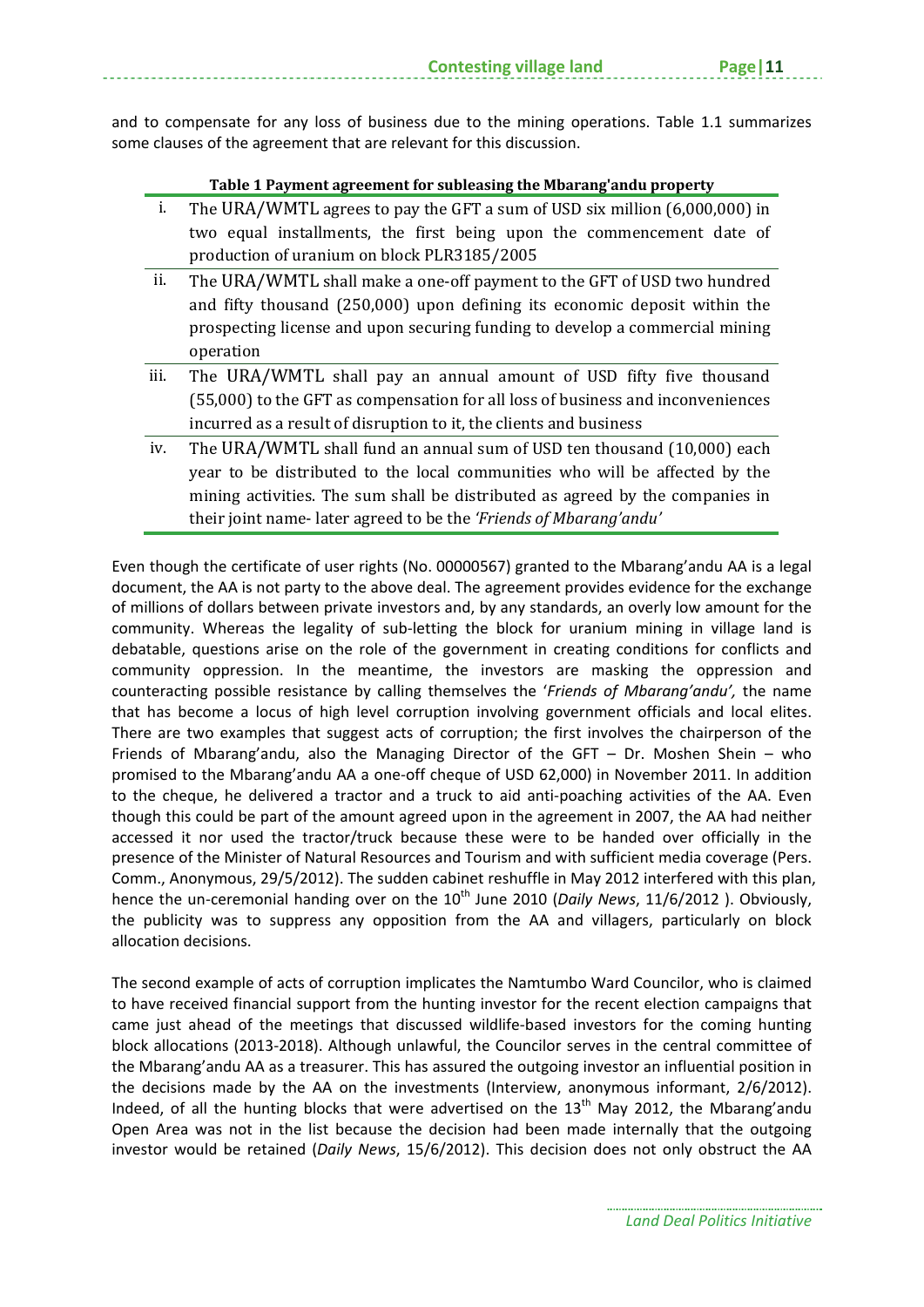and to compensate for any loss of business due to the mining operations. Table 1.1 summarizes some clauses of the agreement that are relevant for this discussion.

**Table 1 Payment agreement for subleasing the Mbarang'andu property**

| | |
|---|---|
| i. | The URA/WMTL agrees to pay the GFT a sum of USD six million (6,000,000) in two equal installments, the first being upon the commencement date of production of uranium on block PLR3185/2005 |
| ii. | The URA/WMTL shall make a one-off payment to the GFT of USD two hundred and fifty thousand (250,000) upon defining its economic deposit within the prospecting license and upon securing funding to develop a commercial mining operation |
| iii. | The URA/WMTL shall pay an annual amount of USD fifty five thousand (55,000) to the GFT as compensation for all loss of business and inconveniences incurred as a result of disruption to it, the clients and business |
| iv. | The URA/WMTL shall fund an annual sum of USD ten thousand (10,000) each year to be distributed to the local communities who will be affected by the mining activities. The sum shall be distributed as agreed by the companies in their joint name- later agreed to be the *'Friends of Mbarang'andu'* |

Even though the certificate of user rights (No. 00000567) granted to the Mbarang'andu AA is a legal document, the AA is not party to the above deal. The agreement provides evidence for the exchange of millions of dollars between private investors and, by any standards, an overly low amount for the community. Whereas the legality of sub-letting the block for uranium mining in village land is debatable, questions arise on the role of the government in creating conditions for conflicts and community oppression. In the meantime, the investors are masking the oppression and counteracting possible resistance by calling themselves the '*Friends of Mbarang'andu',* the name that has become a locus of high level corruption involving government officials and local elites. There are two examples that suggest acts of corruption; the first involves the chairperson of the Friends of Mbarang'andu, also the Managing Director of the GFT – Dr. Moshen Shein – who promised to the Mbarang'andu AA a one-off cheque of USD 62,000) in November 2011. In addition to the cheque, he delivered a tractor and a truck to aid anti-poaching activities of the AA. Even though this could be part of the amount agreed upon in the agreement in 2007, the AA had neither accessed it nor used the tractor/truck because these were to be handed over officially in the presence of the Minister of Natural Resources and Tourism and with sufficient media coverage (Pers. Comm., Anonymous, 29/5/2012). The sudden cabinet reshuffle in May 2012 interfered with this plan, hence the un-ceremonial handing over on the 10th June 2010 (*Daily News*, 11/6/2012 ). Obviously, the publicity was to suppress any opposition from the AA and villagers, particularly on block allocation decisions.

The second example of acts of corruption implicates the Namtumbo Ward Councilor, who is claimed to have received financial support from the hunting investor for the recent election campaigns that came just ahead of the meetings that discussed wildlife-based investors for the coming hunting block allocations (2013-2018). Although unlawful, the Councilor serves in the central committee of the Mbarang'andu AA as a treasurer. This has assured the outgoing investor an influential position in the decisions made by the AA on the investments (Interview, anonymous informant, 2/6/2012). Indeed, of all the hunting blocks that were advertised on the 13th May 2012, the Mbarang'andu Open Area was not in the list because the decision had been made internally that the outgoing investor would be retained (*Daily News*, 15/6/2012). This decision does not only obstruct the AA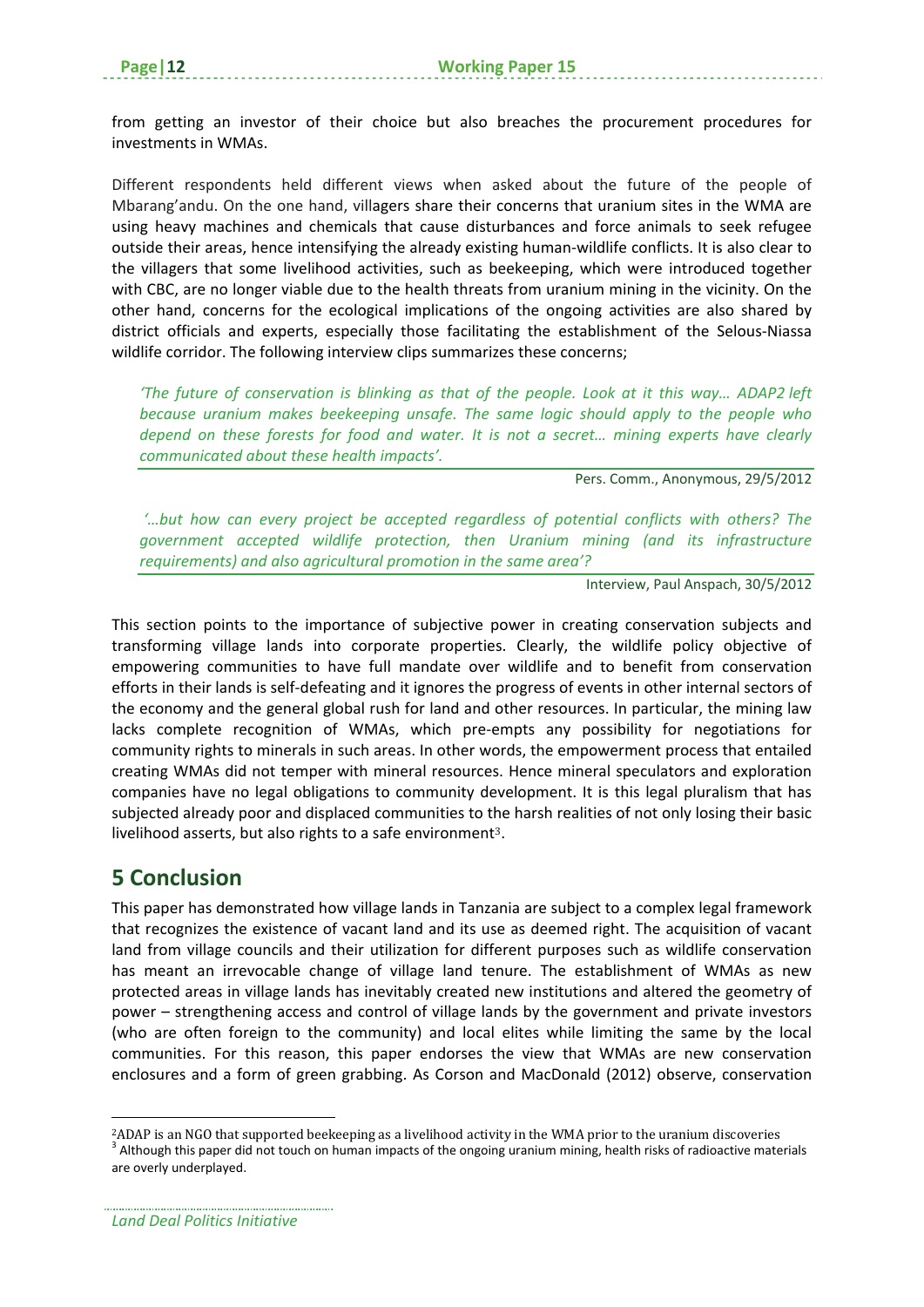from getting an investor of their choice but also breaches the procurement procedures for investments in WMAs.

Different respondents held different views when asked about the future of the people of Mbarang'andu. On the one hand, villagers share their concerns that uranium sites in the WMA are using heavy machines and chemicals that cause disturbances and force animals to seek refugee outside their areas, hence intensifying the already existing human-wildlife conflicts. It is also clear to the villagers that some livelihood activities, such as beekeeping, which were introduced together with CBC, are no longer viable due to the health threats from uranium mining in the vicinity. On the other hand, concerns for the ecological implications of the ongoing activities are also shared by district officials and experts, especially those facilitating the establishment of the Selous-Niassa wildlife corridor. The following interview clips summarizes these concerns;

> *'The future of conservation is blinking as that of the people. Look at it this way… ADAP2 left because uranium makes beekeeping unsafe. The same logic should apply to the people who depend on these forests for food and water. It is not a secret… mining experts have clearly communicated about these health impacts'.*
>
> Pers. Comm., Anonymous, 29/5/2012

> *'…but how can every project be accepted regardless of potential conflicts with others? The government accepted wildlife protection, then Uranium mining (and its infrastructure requirements) and also agricultural promotion in the same area'?*
>
> Interview, Paul Anspach, 30/5/2012

This section points to the importance of subjective power in creating conservation subjects and transforming village lands into corporate properties. Clearly, the wildlife policy objective of empowering communities to have full mandate over wildlife and to benefit from conservation efforts in their lands is self-defeating and it ignores the progress of events in other internal sectors of the economy and the general global rush for land and other resources. In particular, the mining law lacks complete recognition of WMAs, which pre-empts any possibility for negotiations for community rights to minerals in such areas. In other words, the empowerment process that entailed creating WMAs did not temper with mineral resources. Hence mineral speculators and exploration companies have no legal obligations to community development. It is this legal pluralism that has subjected already poor and displaced communities to the harsh realities of not only losing their basic livelihood asserts, but also rights to a safe environment[3].

## 5 Conclusion

This paper has demonstrated how village lands in Tanzania are subject to a complex legal framework that recognizes the existence of vacant land and its use as deemed right. The acquisition of vacant land from village councils and their utilization for different purposes such as wildlife conservation has meant an irrevocable change of village land tenure. The establishment of WMAs as new protected areas in village lands has inevitably created new institutions and altered the geometry of power – strengthening access and control of village lands by the government and private investors (who are often foreign to the community) and local elites while limiting the same by the local communities. For this reason, this paper endorses the view that WMAs are new conservation enclosures and a form of green grabbing. As Corson and MacDonald (2012) observe, conservation

---

[2]ADAP is an NGO that supported beekeeping as a livelihood activity in the WMA prior to the uranium discoveries

[3] Although this paper did not touch on human impacts of the ongoing uranium mining, health risks of radioactive materials are overly underplayed.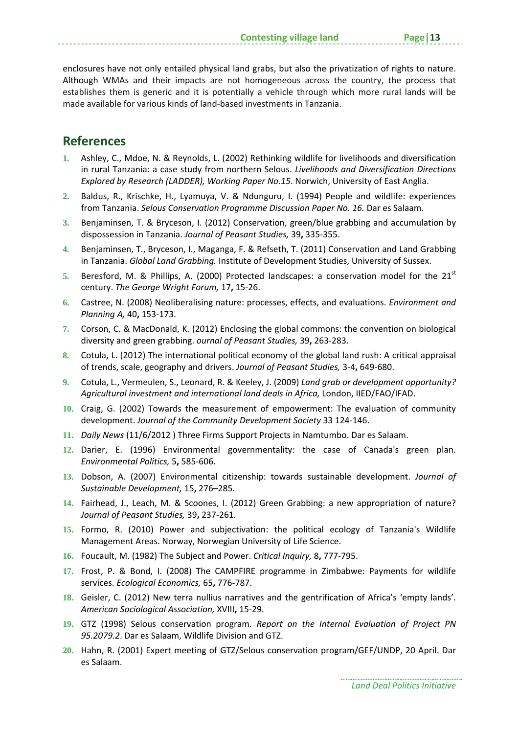enclosures have not only entailed physical land grabs, but also the privatization of rights to nature. Although WMAs and their impacts are not homogeneous across the country, the process that establishes them is generic and it is potentially a vehicle through which more rural lands will be made available for various kinds of land-based investments in Tanzania.

## References

1. Ashley, C., Mdoe, N. & Reynolds, L. (2002) Rethinking wildlife for livelihoods and diversification in rural Tanzania: a case study from northern Selous. *Livelihoods and Diversification Directions Explored by Research (LADDER), Working Paper No.15*. Norwich, University of East Anglia.
2. Baldus, R., Krischke, H., Lyamuya, V. & Ndunguru, I. (1994) People and wildlife: experiences from Tanzania. *Selous Conservation Programme Discussion Paper No. 16.* Dar es Salaam.
3. Benjaminsen, T. & Bryceson, I. (2012) Conservation, green/blue grabbing and accumulation by dispossession in Tanzania. *Journal of Peasant Studies,* 39**,** 335-355.
4. Benjaminsen, T., Bryceson, I., Maganga, F. & Refseth, T. (2011) Conservation and Land Grabbing in Tanzania. *Global Land Grabbing.* Institute of Development Studies, University of Sussex.
5. Beresford, M. & Phillips, A. (2000) Protected landscapes: a conservation model for the 21st century. *The George Wright Forum,* 17**,** 15-26.
6. Castree, N. (2008) Neoliberalising nature: processes, effects, and evaluations. *Environment and Planning A,* 40**,** 153-173.
7. Corson, C. & MacDonald, K. (2012) Enclosing the global commons: the convention on biological diversity and green grabbing. *ournal of Peasant Studies,* 39**,** 263-283.
8. Cotula, L. (2012) The international political economy of the global land rush: A critical appraisal of trends, scale, geography and drivers. *Journal of Peasant Studies,* 3-4**,** 649-680.
9. Cotula, L., Vermeulen, S., Leonard, R. & Keeley, J. (2009) *Land grab or development opportunity? Agricultural investment and international land deals in Africa,* London, IIED/FAO/IFAD.
10. Craig, G. (2002) Towards the measurement of empowerment: The evaluation of community development. *Journal of the Community Development Society* 33 124-146.
11. *Daily News* (11/6/2012 ) Three Firms Support Projects in Namtumbo. Dar es Salaam.
12. Darier, E. (1996) Environmental governmentality: the case of Canada's green plan. *Environmental Politics,* 5**,** 585-606.
13. Dobson, A. (2007) Environmental citizenship: towards sustainable development. *Journal of Sustainable Development,* 15**,** 276–285.
14. Fairhead, J., Leach, M. & Scoones, I. (2012) Green Grabbing: a new appropriation of nature? *Journal of Peasant Studies,* 39**,** 237-261.
15. Formo, R. (2010) Power and subjectivation: the political ecology of Tanzania's Wildlife Management Areas. Norway, Norwegian University of Life Science.
16. Foucault, M. (1982) The Subject and Power. *Critical Inquiry,* 8**,** 777-795.
17. Frost, P. & Bond, I. (2008) The CAMPFIRE programme in Zimbabwe: Payments for wildlife services. *Ecological Economics,* 65**,** 776-787.
18. Geisler, C. (2012) New terra nullius narratives and the gentrification of Africa's 'empty lands'. *American Sociological Association,* XVIII**,** 15-29.
19. GTZ (1998) Selous conservation program. *Report on the Internal Evaluation of Project PN 95.2079.2*. Dar es Salaam, Wildlife Division and GTZ.
20. Hahn, R. (2001) Expert meeting of GTZ/Selous conservation program/GEF/UNDP, 20 April. Dar es Salaam.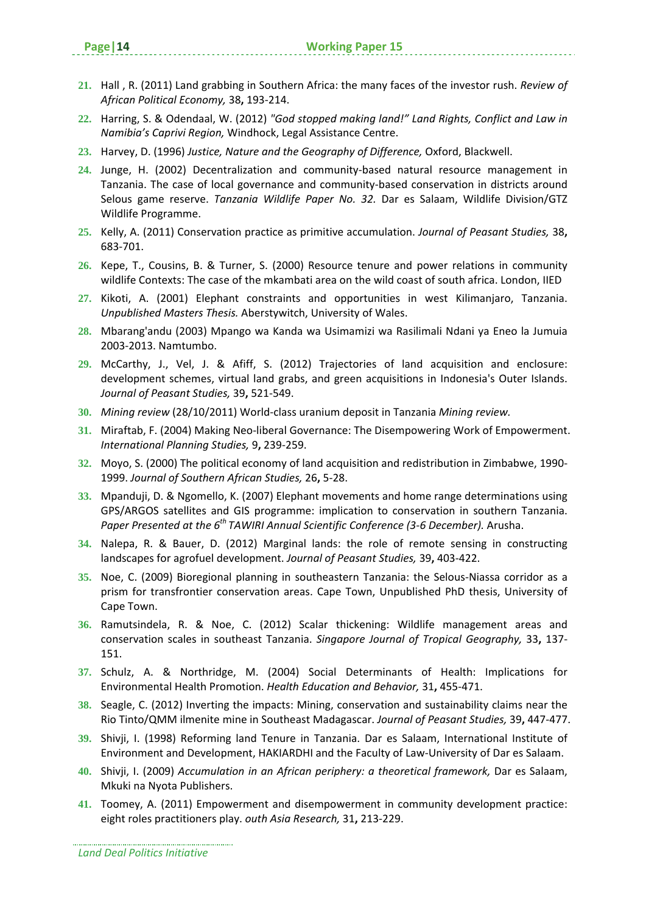21. Hall , R. (2011) Land grabbing in Southern Africa: the many faces of the investor rush. *Review of African Political Economy,* 38**,** 193-214.
22. Harring, S. & Odendaal, W. (2012) *"God stopped making land!" Land Rights, Conflict and Law in Namibia's Caprivi Region,* Windhock, Legal Assistance Centre.
23. Harvey, D. (1996) *Justice, Nature and the Geography of Difference,* Oxford, Blackwell.
24. Junge, H. (2002) Decentralization and community-based natural resource management in Tanzania. The case of local governance and community-based conservation in districts around Selous game reserve. *Tanzania Wildlife Paper No. 32.* Dar es Salaam, Wildlife Division/GTZ Wildlife Programme.
25. Kelly, A. (2011) Conservation practice as primitive accumulation. *Journal of Peasant Studies,* 38**,** 683-701.
26. Kepe, T., Cousins, B. & Turner, S. (2000) Resource tenure and power relations in community wildlife Contexts: The case of the mkambati area on the wild coast of south africa. London, IIED
27. Kikoti, A. (2001) Elephant constraints and opportunities in west Kilimanjaro, Tanzania. *Unpublished Masters Thesis.* Aberstywitch, University of Wales.
28. Mbarang'andu (2003) Mpango wa Kanda wa Usimamizi wa Rasilimali Ndani ya Eneo la Jumuia 2003-2013. Namtumbo.
29. McCarthy, J., Vel, J. & Afiff, S. (2012) Trajectories of land acquisition and enclosure: development schemes, virtual land grabs, and green acquisitions in Indonesia's Outer Islands. *Journal of Peasant Studies,* 39**,** 521-549.
30. *Mining review* (28/10/2011) World-class uranium deposit in Tanzania *Mining review.*
31. Miraftab, F. (2004) Making Neo-liberal Governance: The Disempowering Work of Empowerment. *International Planning Studies,* 9**,** 239-259.
32. Moyo, S. (2000) The political economy of land acquisition and redistribution in Zimbabwe, 1990-1999. *Journal of Southern African Studies,* 26**,** 5-28.
33. Mpanduji, D. & Ngomello, K. (2007) Elephant movements and home range determinations using GPS/ARGOS satellites and GIS programme: implication to conservation in southern Tanzania. *Paper Presented at the 6th TAWIRI Annual Scientific Conference (3-6 December).* Arusha.
34. Nalepa, R. & Bauer, D. (2012) Marginal lands: the role of remote sensing in constructing landscapes for agrofuel development. *Journal of Peasant Studies,* 39**,** 403-422.
35. Noe, C. (2009) Bioregional planning in southeastern Tanzania: the Selous-Niassa corridor as a prism for transfrontier conservation areas. Cape Town, Unpublished PhD thesis, University of Cape Town.
36. Ramutsindela, R. & Noe, C. (2012) Scalar thickening: Wildlife management areas and conservation scales in southeast Tanzania. *Singapore Journal of Tropical Geography,* 33**,** 137-151.
37. Schulz, A. & Northridge, M. (2004) Social Determinants of Health: Implications for Environmental Health Promotion. *Health Education and Behavior,* 31**,** 455-471.
38. Seagle, C. (2012) Inverting the impacts: Mining, conservation and sustainability claims near the Rio Tinto/QMM ilmenite mine in Southeast Madagascar. *Journal of Peasant Studies,* 39**,** 447-477.
39. Shivji, I. (1998) Reforming land Tenure in Tanzania. Dar es Salaam, International Institute of Environment and Development, HAKIARDHI and the Faculty of Law-University of Dar es Salaam.
40. Shivji, I. (2009) *Accumulation in an African periphery: a theoretical framework,* Dar es Salaam, Mkuki na Nyota Publishers.
41. Toomey, A. (2011) Empowerment and disempowerment in community development practice: eight roles practitioners play. *outh Asia Research,* 31**,** 213-229.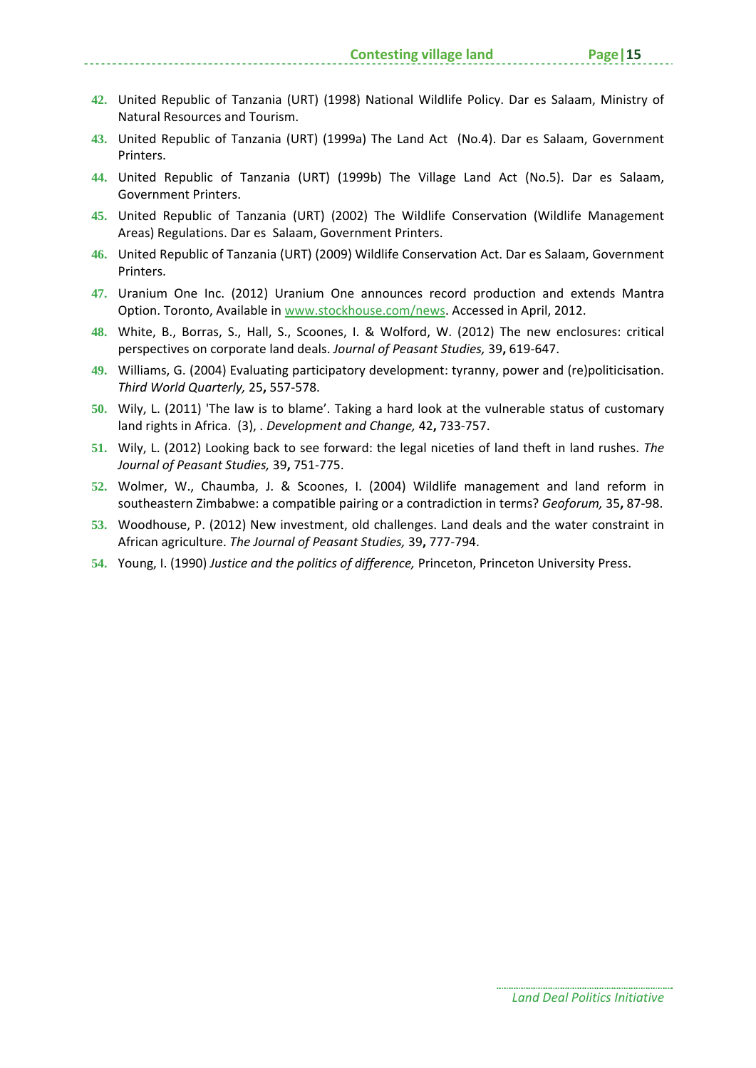42. United Republic of Tanzania (URT) (1998) National Wildlife Policy. Dar es Salaam, Ministry of Natural Resources and Tourism.
43. United Republic of Tanzania (URT) (1999a) The Land Act (No.4). Dar es Salaam, Government Printers.
44. United Republic of Tanzania (URT) (1999b) The Village Land Act (No.5). Dar es Salaam, Government Printers.
45. United Republic of Tanzania (URT) (2002) The Wildlife Conservation (Wildlife Management Areas) Regulations. Dar es Salaam, Government Printers.
46. United Republic of Tanzania (URT) (2009) Wildlife Conservation Act. Dar es Salaam, Government Printers.
47. Uranium One Inc. (2012) Uranium One announces record production and extends Mantra Option. Toronto, Available in www.stockhouse.com/news. Accessed in April, 2012.
48. White, B., Borras, S., Hall, S., Scoones, I. & Wolford, W. (2012) The new enclosures: critical perspectives on corporate land deals. *Journal of Peasant Studies,* 39**,** 619-647.
49. Williams, G. (2004) Evaluating participatory development: tyranny, power and (re)politicisation. *Third World Quarterly,* 25**,** 557-578.
50. Wily, L. (2011) 'The law is to blame'. Taking a hard look at the vulnerable status of customary land rights in Africa. (3), . *Development and Change,* 42**,** 733-757.
51. Wily, L. (2012) Looking back to see forward: the legal niceties of land theft in land rushes. *The Journal of Peasant Studies,* 39**,** 751-775.
52. Wolmer, W., Chaumba, J. & Scoones, I. (2004) Wildlife management and land reform in southeastern Zimbabwe: a compatible pairing or a contradiction in terms? *Geoforum,* 35**,** 87-98.
53. Woodhouse, P. (2012) New investment, old challenges. Land deals and the water constraint in African agriculture. *The Journal of Peasant Studies,* 39**,** 777-794.
54. Young, I. (1990) *Justice and the politics of difference,* Princeton, Princeton University Press.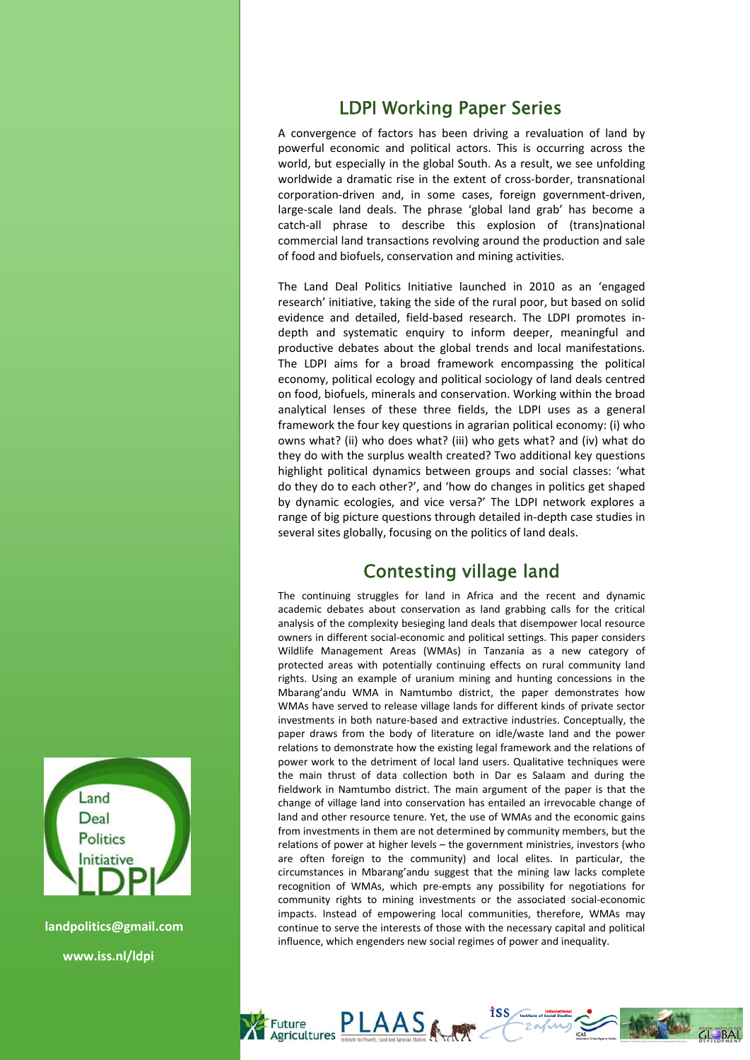## LDPI Working Paper Series

A convergence of factors has been driving a revaluation of land by powerful economic and political actors. This is occurring across the world, but especially in the global South. As a result, we see unfolding worldwide a dramatic rise in the extent of cross-border, transnational corporation-driven and, in some cases, foreign government-driven, large-scale land deals. The phrase 'global land grab' has become a catch-all phrase to describe this explosion of (trans)national commercial land transactions revolving around the production and sale of food and biofuels, conservation and mining activities.

The Land Deal Politics Initiative launched in 2010 as an 'engaged research' initiative, taking the side of the rural poor, but based on solid evidence and detailed, field-based research. The LDPI promotes in-depth and systematic enquiry to inform deeper, meaningful and productive debates about the global trends and local manifestations. The LDPI aims for a broad framework encompassing the political economy, political ecology and political sociology of land deals centred on food, biofuels, minerals and conservation. Working within the broad analytical lenses of these three fields, the LDPI uses as a general framework the four key questions in agrarian political economy: (i) who owns what? (ii) who does what? (iii) who gets what? and (iv) what do they do with the surplus wealth created? Two additional key questions highlight political dynamics between groups and social classes: 'what do they do to each other?', and 'how do changes in politics get shaped by dynamic ecologies, and vice versa?' The LDPI network explores a range of big picture questions through detailed in-depth case studies in several sites globally, focusing on the politics of land deals.

## Contesting village land

The continuing struggles for land in Africa and the recent and dynamic academic debates about conservation as land grabbing calls for the critical analysis of the complexity besieging land deals that disempower local resource owners in different social-economic and political settings. This paper considers Wildlife Management Areas (WMAs) in Tanzania as a new category of protected areas with potentially continuing effects on rural community land rights. Using an example of uranium mining and hunting concessions in the Mbarang'andu WMA in Namtumbo district, the paper demonstrates how WMAs have served to release village lands for different kinds of private sector investments in both nature-based and extractive industries. Conceptually, the paper draws from the body of literature on idle/waste land and the power relations to demonstrate how the existing legal framework and the relations of power work to the detriment of local land users. Qualitative techniques were the main thrust of data collection both in Dar es Salaam and during the fieldwork in Namtumbo district. The main argument of the paper is that the change of village land into conservation has entailed an irrevocable change of land and other resource tenure. Yet, the use of WMAs and the economic gains from investments in them are not determined by community members, but the relations of power at higher levels – the government ministries, investors (who are often foreign to the community) and local elites. In particular, the circumstances in Mbarang'andu suggest that the mining law lacks complete recognition of WMAs, which pre-empts any possibility for negotiations for community rights to mining investments or the associated social-economic impacts. Instead of empowering local communities, therefore, WMAs may continue to serve the interests of those with the necessary capital and political influence, which engenders new social regimes of power and inequality.

Land Deal Politics Initiative LDPI

**landpolitics@gmail.com**

**www.iss.nl/ldpi**